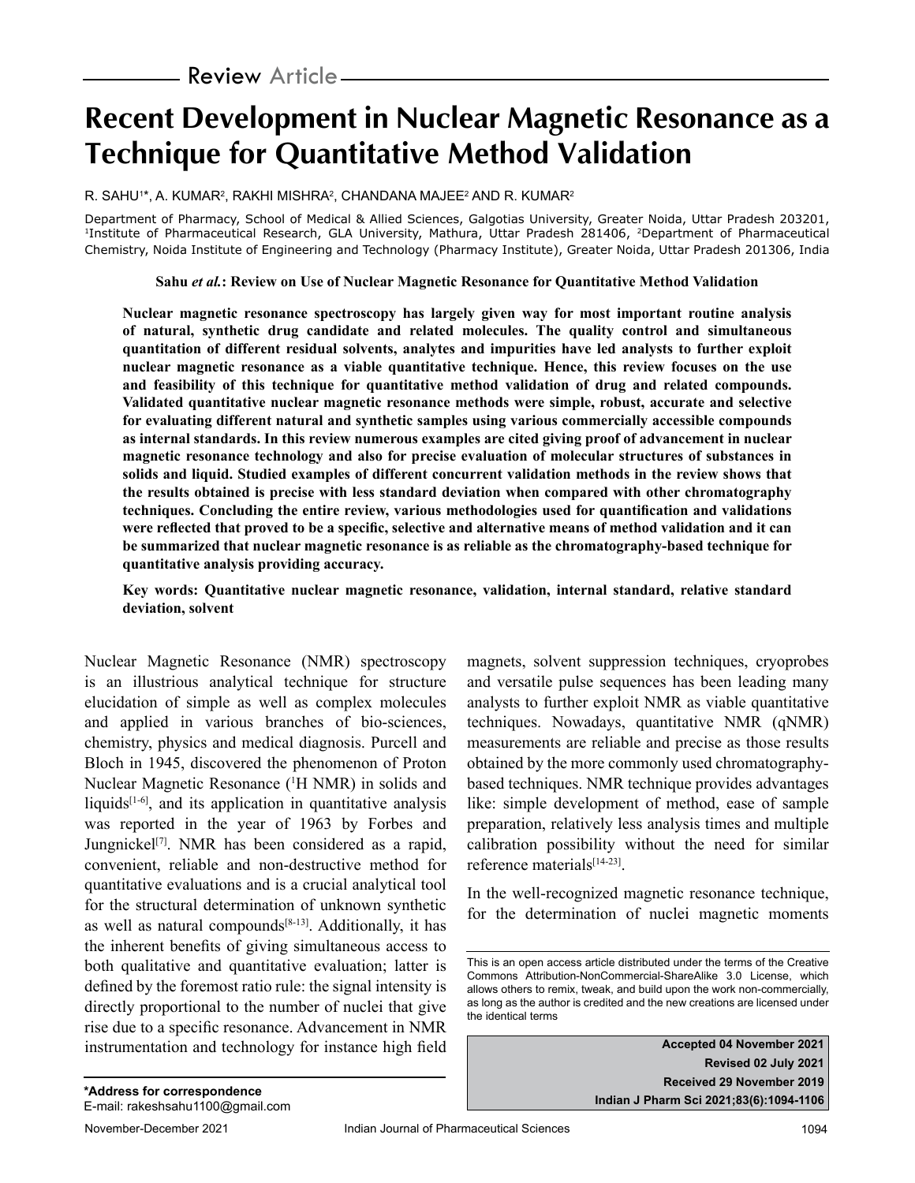Review Article

# Recent Development in Nuclear Magnetic Resonance as a Technique for Quantitative Method Validation

R. SAHU[1]*, A. KUMAR[2], RAKHI MISHRA[2], CHANDANA MAJEE[2] AND R. KUMAR[2]

Department of Pharmacy, School of Medical & Allied Sciences, Galgotias University, Greater Noida, Uttar Pradesh 203201, [1]Institute of Pharmaceutical Research, GLA University, Mathura, Uttar Pradesh 281406, [2]Department of Pharmaceutical Chemistry, Noida Institute of Engineering and Technology (Pharmacy Institute), Greater Noida, Uttar Pradesh 201306, India

**Sahu *et al.*: Review on Use of Nuclear Magnetic Resonance for Quantitative Method Validation**

**Nuclear magnetic resonance spectroscopy has largely given way for most important routine analysis of natural, synthetic drug candidate and related molecules. The quality control and simultaneous quantitation of different residual solvents, analytes and impurities have led analysts to further exploit nuclear magnetic resonance as a viable quantitative technique. Hence, this review focuses on the use and feasibility of this technique for quantitative method validation of drug and related compounds. Validated quantitative nuclear magnetic resonance methods were simple, robust, accurate and selective for evaluating different natural and synthetic samples using various commercially accessible compounds as internal standards. In this review numerous examples are cited giving proof of advancement in nuclear magnetic resonance technology and also for precise evaluation of molecular structures of substances in solids and liquid. Studied examples of different concurrent validation methods in the review shows that the results obtained is precise with less standard deviation when compared with other chromatography techniques. Concluding the entire review, various methodologies used for quantification and validations were reflected that proved to be a specific, selective and alternative means of method validation and it can be summarized that nuclear magnetic resonance is as reliable as the chromatography-based technique for quantitative analysis providing accuracy.**

**Key words: Quantitative nuclear magnetic resonance, validation, internal standard, relative standard deviation, solvent**

Nuclear Magnetic Resonance (NMR) spectroscopy is an illustrious analytical technique for structure elucidation of simple as well as complex molecules and applied in various branches of bio-sciences, chemistry, physics and medical diagnosis. Purcell and Bloch in 1945, discovered the phenomenon of Proton Nuclear Magnetic Resonance ($^1$H NMR) in solids and liquids[1-6], and its application in quantitative analysis was reported in the year of 1963 by Forbes and Jungnickel[7]. NMR has been considered as a rapid, convenient, reliable and non-destructive method for quantitative evaluations and is a crucial analytical tool for the structural determination of unknown synthetic as well as natural compounds[8-13]. Additionally, it has the inherent benefits of giving simultaneous access to both qualitative and quantitative evaluation; latter is defined by the foremost ratio rule: the signal intensity is directly proportional to the number of nuclei that give rise due to a specific resonance. Advancement in NMR instrumentation and technology for instance high field magnets, solvent suppression techniques, cryoprobes and versatile pulse sequences has been leading many analysts to further exploit NMR as viable quantitative techniques. Nowadays, quantitative NMR (qNMR) measurements are reliable and precise as those results obtained by the more commonly used chromatography-based techniques. NMR technique provides advantages like: simple development of method, ease of sample preparation, relatively less analysis times and multiple calibration possibility without the need for similar reference materials[14-23].

In the well-recognized magnetic resonance technique, for the determination of nuclei magnetic moments

This is an open access article distributed under the terms of the Creative Commons Attribution-NonCommercial-ShareAlike 3.0 License, which allows others to remix, tweak, and build upon the work non-commercially, as long as the author is credited and the new creations are licensed under the identical terms

Accepted 04 November 2021
Revised 02 July 2021
Received 29 November 2019
Indian J Pharm Sci 2021;83(6):1094-1106

***Address for correspondence**
E-mail: rakeshsahu1100@gmail.com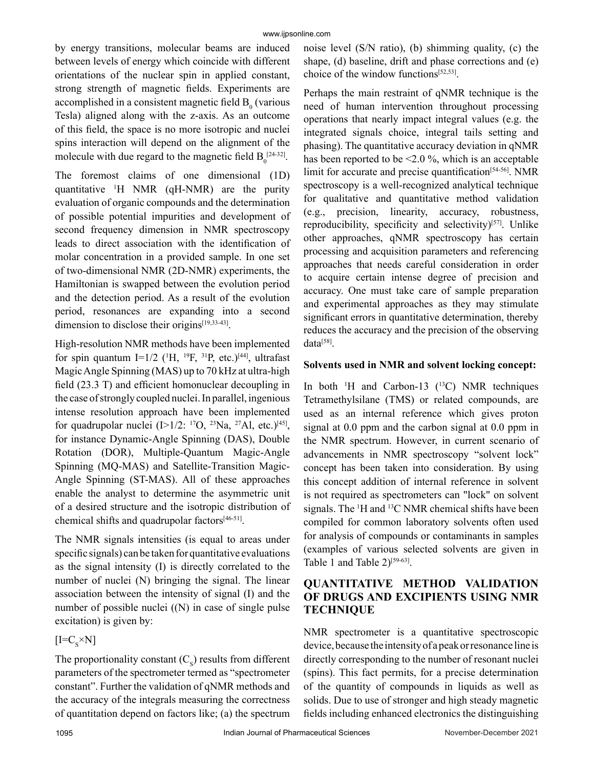by energy transitions, molecular beams are induced between levels of energy which coincide with different orientations of the nuclear spin in applied constant, strong strength of magnetic fields. Experiments are accomplished in a consistent magnetic field $B_0$ (various Tesla) aligned along with the z-axis. As an outcome of this field, the space is no more isotropic and nuclei spins interaction will depend on the alignment of the molecule with due regard to the magnetic field $B_0$[24-32].

The foremost claims of one dimensional (1D) quantitative $^1$H NMR (qH-NMR) are the purity evaluation of organic compounds and the determination of possible potential impurities and development of second frequency dimension in NMR spectroscopy leads to direct association with the identification of molar concentration in a provided sample. In one set of two-dimensional NMR (2D-NMR) experiments, the Hamiltonian is swapped between the evolution period and the detection period. As a result of the evolution period, resonances are expanding into a second dimension to disclose their origins[19,33-43].

High-resolution NMR methods have been implemented for spin quantum I=1/2 ($^1$H, $^{19}$F, $^{31}$P, etc.)[44], ultrafast Magic Angle Spinning (MAS) up to 70 kHz at ultra-high field (23.3 T) and efficient homonuclear decoupling in the case of strongly coupled nuclei. In parallel, ingenious intense resolution approach have been implemented for quadrupolar nuclei (I>1/2: $^{17}$O, $^{23}$Na, $^{27}$Al, etc.)[45], for instance Dynamic-Angle Spinning (DAS), Double Rotation (DOR), Multiple-Quantum Magic-Angle Spinning (MQ-MAS) and Satellite-Transition Magic-Angle Spinning (ST-MAS). All of these approaches enable the analyst to determine the asymmetric unit of a desired structure and the isotropic distribution of chemical shifts and quadrupolar factors[46-51].

The NMR signals intensities (is equal to areas under specific signals) can be taken for quantitative evaluations as the signal intensity (I) is directly correlated to the number of nuclei (N) bringing the signal. The linear association between the intensity of signal (I) and the number of possible nuclei ((N) in case of single pulse excitation) is given by:

$$[I=C_S \times N]$$

The proportionality constant ($C_S$) results from different parameters of the spectrometer termed as "spectrometer constant". Further the validation of qNMR methods and the accuracy of the integrals measuring the correctness of quantitation depend on factors like; (a) the spectrum noise level (S/N ratio), (b) shimming quality, (c) the shape, (d) baseline, drift and phase corrections and (e) choice of the window functions[52,53].

Perhaps the main restraint of qNMR technique is the need of human intervention throughout processing operations that nearly impact integral values (e.g. the integrated signals choice, integral tails setting and phasing). The quantitative accuracy deviation in qNMR has been reported to be <2.0 %, which is an acceptable limit for accurate and precise quantification[54-56]. NMR spectroscopy is a well-recognized analytical technique for qualitative and quantitative method validation (e.g., precision, linearity, accuracy, robustness, reproducibility, specificity and selectivity)[57]. Unlike other approaches, qNMR spectroscopy has certain processing and acquisition parameters and referencing approaches that needs careful consideration in order to acquire certain intense degree of precision and accuracy. One must take care of sample preparation and experimental approaches as they may stimulate significant errors in quantitative determination, thereby reduces the accuracy and the precision of the observing data[58].

**Solvents used in NMR and solvent locking concept:**

In both $^1$H and Carbon-13 ($^{13}$C) NMR techniques Tetramethylsilane (TMS) or related compounds, are used as an internal reference which gives proton signal at 0.0 ppm and the carbon signal at 0.0 ppm in the NMR spectrum. However, in current scenario of advancements in NMR spectroscopy "solvent lock" concept has been taken into consideration. By using this concept addition of internal reference in solvent is not required as spectrometers can "lock" on solvent signals. The $^1$H and $^{13}$C NMR chemical shifts have been compiled for common laboratory solvents often used for analysis of compounds or contaminants in samples (examples of various selected solvents are given in Table 1 and Table 2)[59-63].

## QUANTITATIVE METHOD VALIDATION OF DRUGS AND EXCIPIENTS USING NMR TECHNIQUE

NMR spectrometer is a quantitative spectroscopic device, because the intensity of a peak or resonance line is directly corresponding to the number of resonant nuclei (spins). This fact permits, for a precise determination of the quantity of compounds in liquids as well as solids. Due to use of stronger and high steady magnetic fields including enhanced electronics the distinguishing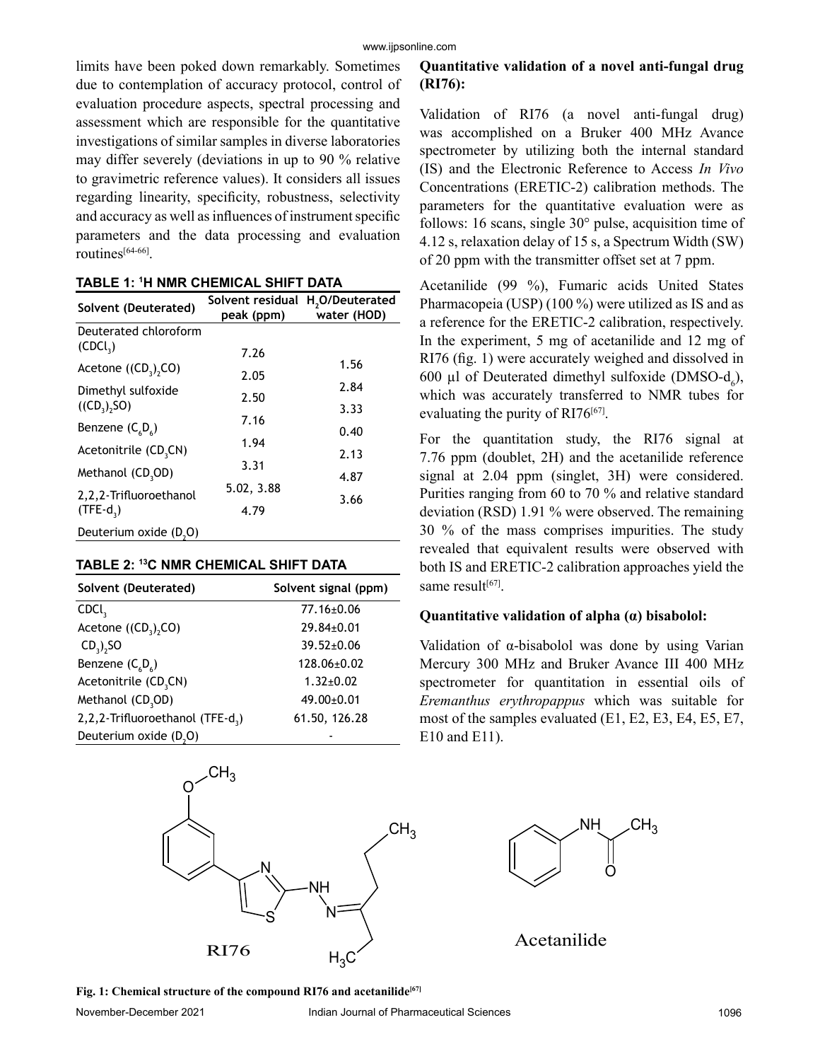limits have been poked down remarkably. Sometimes due to contemplation of accuracy protocol, control of evaluation procedure aspects, spectral processing and assessment which are responsible for the quantitative investigations of similar samples in diverse laboratories may differ severely (deviations in up to 90 % relative to gravimetric reference values). It considers all issues regarding linearity, specificity, robustness, selectivity and accuracy as well as influences of instrument specific parameters and the data processing and evaluation routines[64-66].

**TABLE 1: $^{1}$H NMR CHEMICAL SHIFT DATA**

| Solvent (Deuterated) | Solvent residual peak (ppm) | $H_2O$/Deuterated water (HOD) |
|---|---|---|
| Deuterated chloroform ($CDCl_3$) | 7.26 | 1.56 |
| Acetone ($(CD_3)_2CO$) | 2.05 | 2.84 |
| Dimethyl sulfoxide ($(CD_3)_2SO$) | 2.50 | 3.33 |
| Benzene ($C_6D_6$) | 7.16 | 0.40 |
| Acetonitrile ($CD_3CN$) | 1.94 | 2.13 |
| Methanol ($CD_3OD$) | 3.31 | 4.87 |
| 2,2,2-Trifluoroethanol (TFE-$d_3$) | 5.02, 3.88 | 3.66 |
| Deuterium oxide ($D_2O$) | 4.79 | |

**TABLE 2: $^{13}$C NMR CHEMICAL SHIFT DATA**

| Solvent (Deuterated) | Solvent signal (ppm) |
|---|---|
| $CDCl_3$ | 77.16±0.06 |
| Acetone ($(CD_3)_2CO$) | 29.84±0.01 |
| $CD_3)_2SO$ | 39.52±0.06 |
| Benzene ($C_6D_6$) | 128.06±0.02 |
| Acetonitrile ($CD_3CN$) | 1.32±0.02 |
| Methanol ($CD_3OD$) | 49.00±0.01 |
| 2,2,2-Trifluoroethanol (TFE-$d_3$) | 61.50, 126.28 |
| Deuterium oxide ($D_2O$) | - |

**Quantitative validation of a novel anti-fungal drug (RI76):**

Validation of RI76 (a novel anti-fungal drug) was accomplished on a Bruker 400 MHz Avance spectrometer by utilizing both the internal standard (IS) and the Electronic Reference to Access *In Vivo* Concentrations (ERETIC-2) calibration methods. The parameters for the quantitative evaluation were as follows: 16 scans, single 30° pulse, acquisition time of 4.12 s, relaxation delay of 15 s, a Spectrum Width (SW) of 20 ppm with the transmitter offset set at 7 ppm.

Acetanilide (99 %), Fumaric acids United States Pharmacopeia (USP) (100 %) were utilized as IS and as a reference for the ERETIC-2 calibration, respectively. In the experiment, 5 mg of acetanilide and 12 mg of RI76 (fig. 1) were accurately weighed and dissolved in 600 µl of Deuterated dimethyl sulfoxide (DMSO-$d_6$), which was accurately transferred to NMR tubes for evaluating the purity of RI76[67].

For the quantitation study, the RI76 signal at 7.76 ppm (doublet, 2H) and the acetanilide reference signal at 2.04 ppm (singlet, 3H) were considered. Purities ranging from 60 to 70 % and relative standard deviation (RSD) 1.91 % were observed. The remaining 30 % of the mass comprises impurities. The study revealed that equivalent results were observed with both IS and ERETIC-2 calibration approaches yield the same result[67].

**Quantitative validation of alpha (α) bisabolol:**

Validation of α-bisabolol was done by using Varian Mercury 300 MHz and Bruker Avance III 400 MHz spectrometer for quantitation in essential oils of *Eremanthus erythropappus* which was suitable for most of the samples evaluated (E1, E2, E3, E4, E5, E7, E10 and E11).

**Fig. 1: Chemical structure of the compound RI76 and acetanilide**[67]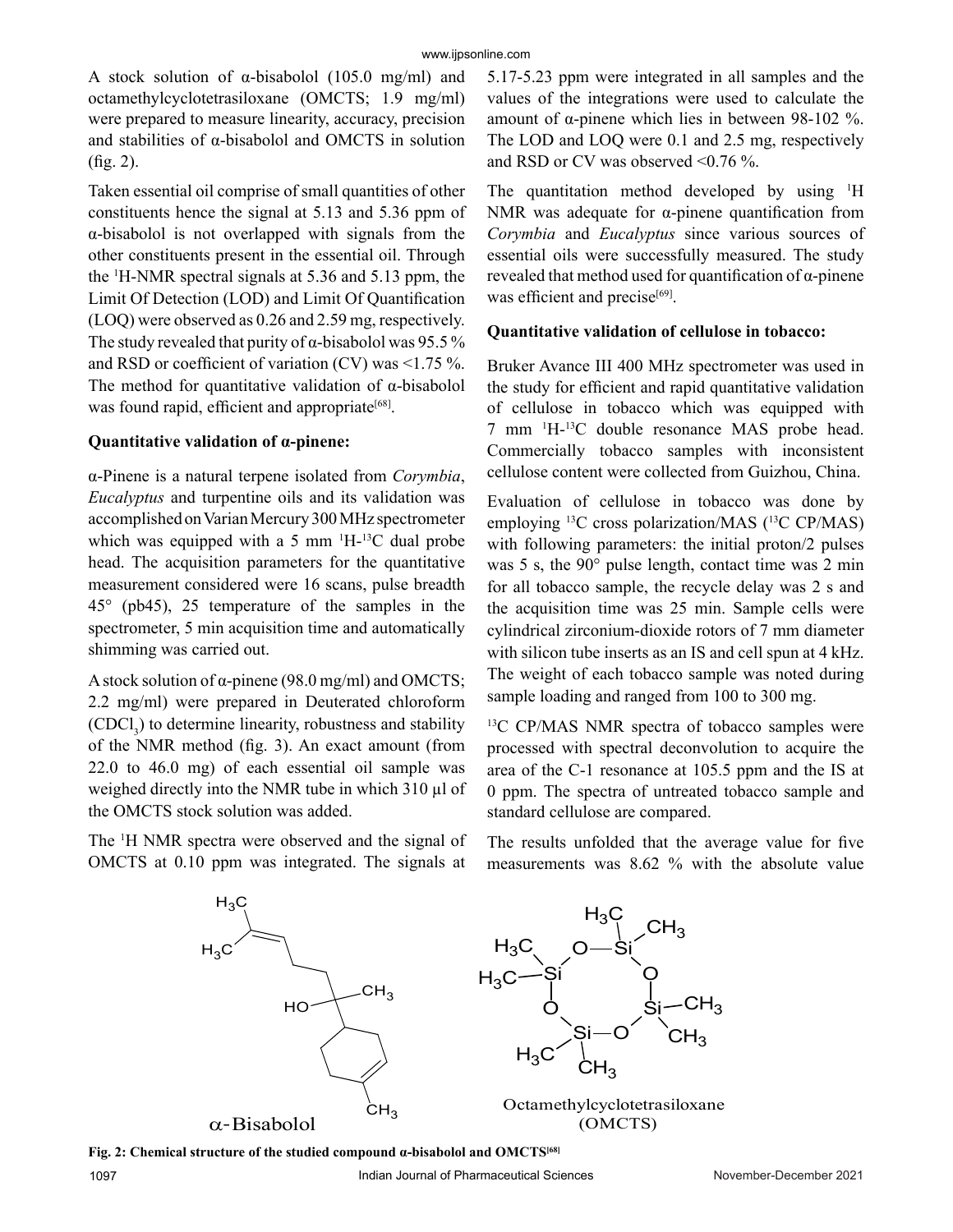A stock solution of α-bisabolol (105.0 mg/ml) and octamethylcyclotetrasiloxane (OMCTS; 1.9 mg/ml) were prepared to measure linearity, accuracy, precision and stabilities of α-bisabolol and OMCTS in solution (fig. 2).

Taken essential oil comprise of small quantities of other constituents hence the signal at 5.13 and 5.36 ppm of α-bisabolol is not overlapped with signals from the other constituents present in the essential oil. Through the $^1$H-NMR spectral signals at 5.36 and 5.13 ppm, the Limit Of Detection (LOD) and Limit Of Quantification (LOQ) were observed as 0.26 and 2.59 mg, respectively. The study revealed that purity of α-bisabolol was 95.5 % and RSD or coefficient of variation (CV) was <1.75 %. The method for quantitative validation of α-bisabolol was found rapid, efficient and appropriate[68].

### Quantitative validation of α-pinene:

α-Pinene is a natural terpene isolated from *Corymbia*, *Eucalyptus* and turpentine oils and its validation was accomplished on Varian Mercury 300 MHz spectrometer which was equipped with a 5 mm $^1$H-$^{13}$C dual probe head. The acquisition parameters for the quantitative measurement considered were 16 scans, pulse breadth 45° (pb45), 25 temperature of the samples in the spectrometer, 5 min acquisition time and automatically shimming was carried out.

A stock solution of α-pinene (98.0 mg/ml) and OMCTS; 2.2 mg/ml) were prepared in Deuterated chloroform ($CDCl_3$) to determine linearity, robustness and stability of the NMR method (fig. 3). An exact amount (from 22.0 to 46.0 mg) of each essential oil sample was weighed directly into the NMR tube in which 310 μl of the OMCTS stock solution was added.

The $^1$H NMR spectra were observed and the signal of OMCTS at 0.10 ppm was integrated. The signals at 5.17-5.23 ppm were integrated in all samples and the values of the integrations were used to calculate the amount of α-pinene which lies in between 98-102 %. The LOD and LOQ were 0.1 and 2.5 mg, respectively and RSD or CV was observed <0.76 %.

The quantitation method developed by using $^1$H NMR was adequate for α-pinene quantification from *Corymbia* and *Eucalyptus* since various sources of essential oils were successfully measured. The study revealed that method used for quantification of α-pinene was efficient and precise[69].

### Quantitative validation of cellulose in tobacco:

Bruker Avance III 400 MHz spectrometer was used in the study for efficient and rapid quantitative validation of cellulose in tobacco which was equipped with 7 mm $^1$H-$^{13}$C double resonance MAS probe head. Commercially tobacco samples with inconsistent cellulose content were collected from Guizhou, China.

Evaluation of cellulose in tobacco was done by employing $^{13}$C cross polarization/MAS ($^{13}$C CP/MAS) with following parameters: the initial proton/2 pulses was 5 s, the 90° pulse length, contact time was 2 min for all tobacco sample, the recycle delay was 2 s and the acquisition time was 25 min. Sample cells were cylindrical zirconium-dioxide rotors of 7 mm diameter with silicon tube inserts as an IS and cell spun at 4 kHz. The weight of each tobacco sample was noted during sample loading and ranged from 100 to 300 mg.

$^{13}$C CP/MAS NMR spectra of tobacco samples were processed with spectral deconvolution to acquire the area of the C-1 resonance at 105.5 ppm and the IS at 0 ppm. The spectra of untreated tobacco sample and standard cellulose are compared.

The results unfolded that the average value for five measurements was 8.62 % with the absolute value

α-Bisabolol

Octamethylcyclotetrasiloxane (OMCTS)

**Fig. 2: Chemical structure of the studied compound α-bisabolol and OMCTS[68]**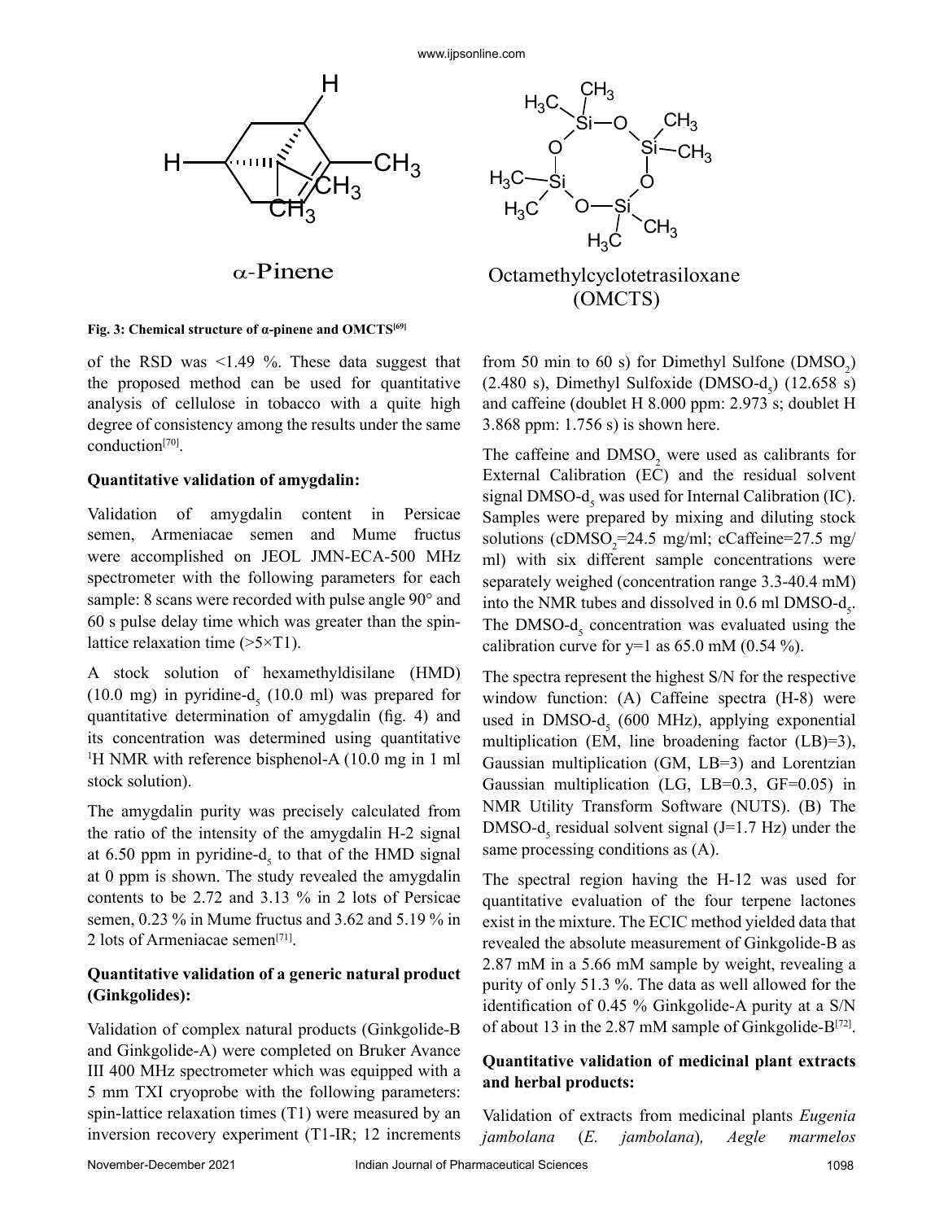Fig. 3: Chemical structure of α-pinene and OMCTS[69]

of the RSD was <1.49 %. These data suggest that the proposed method can be used for quantitative analysis of cellulose in tobacco with a quite high degree of consistency among the results under the same conduction[70].

**Quantitative validation of amygdalin:**

Validation of amygdalin content in Persicae semen, Armeniacae semen and Mume fructus were accomplished on JEOL JMN-ECA-500 MHz spectrometer with the following parameters for each sample: 8 scans were recorded with pulse angle 90° and 60 s pulse delay time which was greater than the spin-lattice relaxation time (>5×T1).

A stock solution of hexamethyldisilane (HMD) (10.0 mg) in pyridine-$d_5$ (10.0 ml) was prepared for quantitative determination of amygdalin (fig. 4) and its concentration was determined using quantitative $^1$H NMR with reference bisphenol-A (10.0 mg in 1 ml stock solution).

The amygdalin purity was precisely calculated from the ratio of the intensity of the amygdalin H-2 signal at 6.50 ppm in pyridine-$d_5$ to that of the HMD signal at 0 ppm is shown. The study revealed the amygdalin contents to be 2.72 and 3.13 % in 2 lots of Persicae semen, 0.23 % in Mume fructus and 3.62 and 5.19 % in 2 lots of Armeniacae semen[71].

**Quantitative validation of a generic natural product (Ginkgolides):**

Validation of complex natural products (Ginkgolide-B and Ginkgolide-A) were completed on Bruker Avance III 400 MHz spectrometer which was equipped with a 5 mm TXI cryoprobe with the following parameters: spin-lattice relaxation times (T1) were measured by an inversion recovery experiment (T1-IR; 12 increments from 50 min to 60 s) for Dimethyl Sulfone ($DMSO_2$) (2.480 s), Dimethyl Sulfoxide (DMSO-$d_5$) (12.658 s) and caffeine (doublet H 8.000 ppm: 2.973 s; doublet H 3.868 ppm: 1.756 s) is shown here.

The caffeine and $DMSO_2$ were used as calibrants for External Calibration (EC) and the residual solvent signal DMSO-$d_5$ was used for Internal Calibration (IC). Samples were prepared by mixing and diluting stock solutions ($cDMSO_2$=24.5 mg/ml; cCaffeine=27.5 mg/ml) with six different sample concentrations were separately weighed (concentration range 3.3-40.4 mM) into the NMR tubes and dissolved in 0.6 ml DMSO-$d_5$. The DMSO-$d_5$ concentration was evaluated using the calibration curve for y=1 as 65.0 mM (0.54 %).

The spectra represent the highest S/N for the respective window function: (A) Caffeine spectra (H-8) were used in DMSO-$d_5$ (600 MHz), applying exponential multiplication (EM, line broadening factor (LB)=3), Gaussian multiplication (GM, LB=3) and Lorentzian Gaussian multiplication (LG, LB=0.3, GF=0.05) in NMR Utility Transform Software (NUTS). (B) The DMSO-$d_5$ residual solvent signal (J=1.7 Hz) under the same processing conditions as (A).

The spectral region having the H-12 was used for quantitative evaluation of the four terpene lactones exist in the mixture. The ECIC method yielded data that revealed the absolute measurement of Ginkgolide-B as 2.87 mM in a 5.66 mM sample by weight, revealing a purity of only 51.3 %. The data as well allowed for the identification of 0.45 % Ginkgolide-A purity at a S/N of about 13 in the 2.87 mM sample of Ginkgolide-B[72].

**Quantitative validation of medicinal plant extracts and herbal products:**

Validation of extracts from medicinal plants *Eugenia jambolana* (*E. jambolana*), *Aegle marmelos*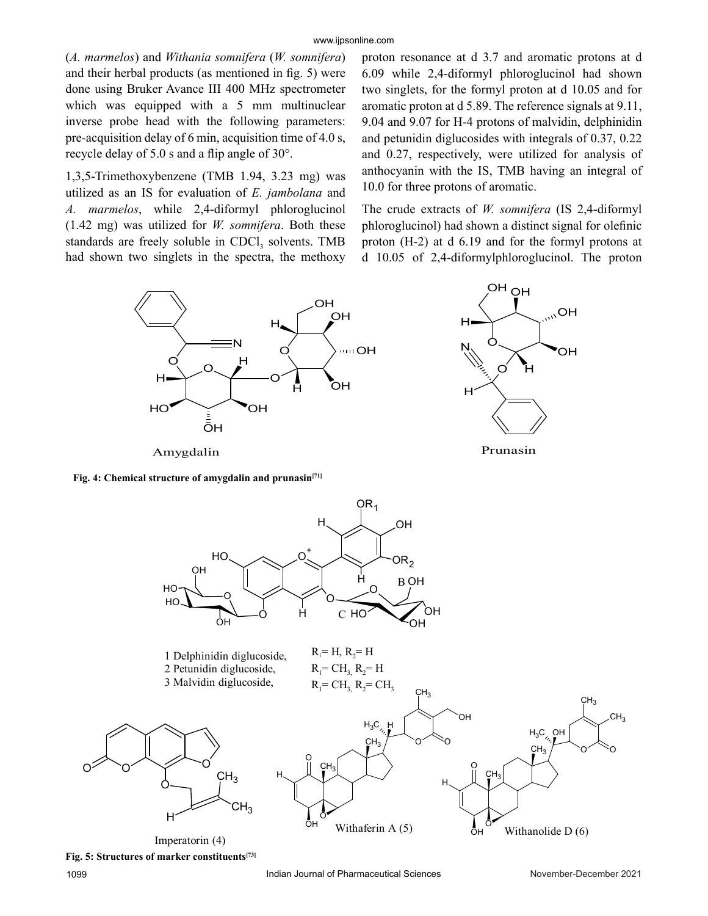(*A. marmelos*) and *Withania somnifera* (*W. somnifera*) and their herbal products (as mentioned in fig. 5) were done using Bruker Avance III 400 MHz spectrometer which was equipped with a 5 mm multinuclear inverse probe head with the following parameters: pre-acquisition delay of 6 min, acquisition time of 4.0 s, recycle delay of 5.0 s and a flip angle of 30°.

1,3,5-Trimethoxybenzene (TMB 1.94, 3.23 mg) was utilized as an IS for evaluation of *E. jambolana* and *A. marmelos*, while 2,4-diformyl phloroglucinol (1.42 mg) was utilized for *W. somnifera*. Both these standards are freely soluble in $CDCl_3$ solvents. TMB had shown two singlets in the spectra, the methoxy proton resonance at d 3.7 and aromatic protons at d 6.09 while 2,4-diformyl phloroglucinol had shown two singlets, for the formyl proton at d 10.05 and for aromatic proton at d 5.89. The reference signals at 9.11, 9.04 and 9.07 for H-4 protons of malvidin, delphinidin and petunidin diglucosides with integrals of 0.37, 0.22 and 0.27, respectively, were utilized for analysis of anthocyanin with the IS, TMB having an integral of 10.0 for three protons of aromatic.

The crude extracts of *W. somnifera* (IS 2,4-diformyl phloroglucinol) had shown a distinct signal for olefinic proton (H-2) at d 6.19 and for the formyl protons at d 10.05 of 2,4-diformylphloroglucinol. The proton

**Fig. 4: Chemical structure of amygdalin and prunasin**[71]

**Fig. 5: Structures of marker constituents**[73]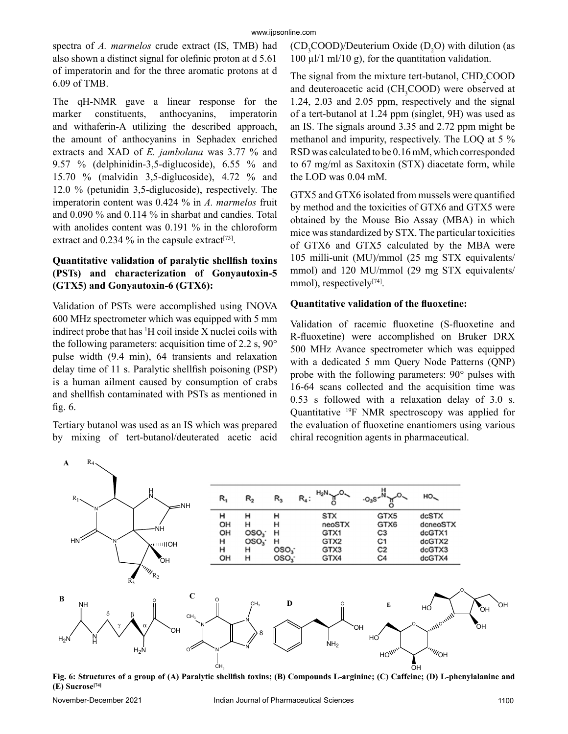spectra of *A. marmelos* crude extract (IS, TMB) had also shown a distinct signal for olefinic proton at d 5.61 of imperatorin and for the three aromatic protons at d 6.09 of TMB.

The qH-NMR gave a linear response for the marker constituents, anthocyanins, imperatorin and withaferin-A utilizing the described approach, the amount of anthocyanins in Sephadex enriched extracts and XAD of *E. jambolana* was 3.77 % and 9.57 % (delphinidin-3,5-diglucoside), 6.55 % and 15.70 % (malvidin 3,5-diglucoside), 4.72 % and 12.0 % (petunidin 3,5-diglucoside), respectively. The imperatorin content was 0.424 % in *A. marmelos* fruit and 0.090 % and 0.114 % in sharbat and candies. Total with anolides content was 0.191 % in the chloroform extract and 0.234 % in the capsule extract[73].

### Quantitative validation of paralytic shellfish toxins (PSTs) and characterization of Gonyautoxin-5 (GTX5) and Gonyautoxin-6 (GTX6):

Validation of PSTs were accomplished using INOVA 600 MHz spectrometer which was equipped with 5 mm indirect probe that has $^{1}H$ coil inside X nuclei coils with the following parameters: acquisition time of 2.2 s, 90° pulse width (9.4 min), 64 transients and relaxation delay time of 11 s. Paralytic shellfish poisoning (PSP) is a human ailment caused by consumption of crabs and shellfish contaminated with PSTs as mentioned in fig. 6.

Tertiary butanol was used as an IS which was prepared by mixing of tert-butanol/deuterated acetic acid ($CD_3COOD$)/Deuterium Oxide ($D_2O$) with dilution (as 100 µl/1 ml/10 g), for the quantitation validation.

The signal from the mixture tert-butanol, $CHD_2COOD$ and deuteroacetic acid ($CH_3COOD$) were observed at 1.24, 2.03 and 2.05 ppm, respectively and the signal of a tert-butanol at 1.24 ppm (singlet, 9H) was used as an IS. The signals around 3.35 and 2.72 ppm might be methanol and impurity, respectively. The LOQ at 5 % RSD was calculated to be 0.16 mM, which corresponded to 67 mg/ml as Saxitoxin (STX) diacetate form, while the LOD was 0.04 mM.

GTX5 and GTX6 isolated from mussels were quantified by method and the toxicities of GTX6 and GTX5 were obtained by the Mouse Bio Assay (MBA) in which mice was standardized by STX. The particular toxicities of GTX6 and GTX5 calculated by the MBA were 105 milli-unit (MU)/mmol (25 mg STX equivalents/ mmol) and 120 MU/mmol (29 mg STX equivalents/ mmol), respectively[74].

### Quantitative validation of the fluoxetine:

Validation of racemic fluoxetine (S-fluoxetine and R-fluoxetine) were accomplished on Bruker DRX 500 MHz Avance spectrometer which was equipped with a dedicated 5 mm Query Node Patterns (QNP) probe with the following parameters: 90° pulses with 16-64 scans collected and the acquisition time was 0.53 s followed with a relaxation delay of 3.0 s. Quantitative $^{19}F$ NMR spectroscopy was applied for the evaluation of fluoxetine enantiomers using various chiral recognition agents in pharmaceutical.

| $R_1$ | $R_2$ | $R_3$ | $R_4$: $H_2N$-C(O)-O- | $^{-}O_3S$-NH-C(O)-O- | HO- |
|---|---|---|---|---|---|
| H | H | H | STX | GTX5 | dcSTX |
| OH | H | H | neoSTX | GTX6 | dcneoSTX |
| OH | $OSO_3^-$ | H | GTX1 | C3 | dcGTX1 |
| H | $OSO_3^-$ | H | GTX2 | C1 | dcGTX2 |
| H | H | $OSO_3^-$ | GTX3 | C2 | dcGTX3 |
| OH | H | $OSO_3^-$ | GTX4 | C4 | dcGTX4 |

**Fig. 6: Structures of a group of (A) Paralytic shellfish toxins; (B) Compounds L-arginine; (C) Caffeine; (D) L-phenylalanine and (E) Sucrose[74]**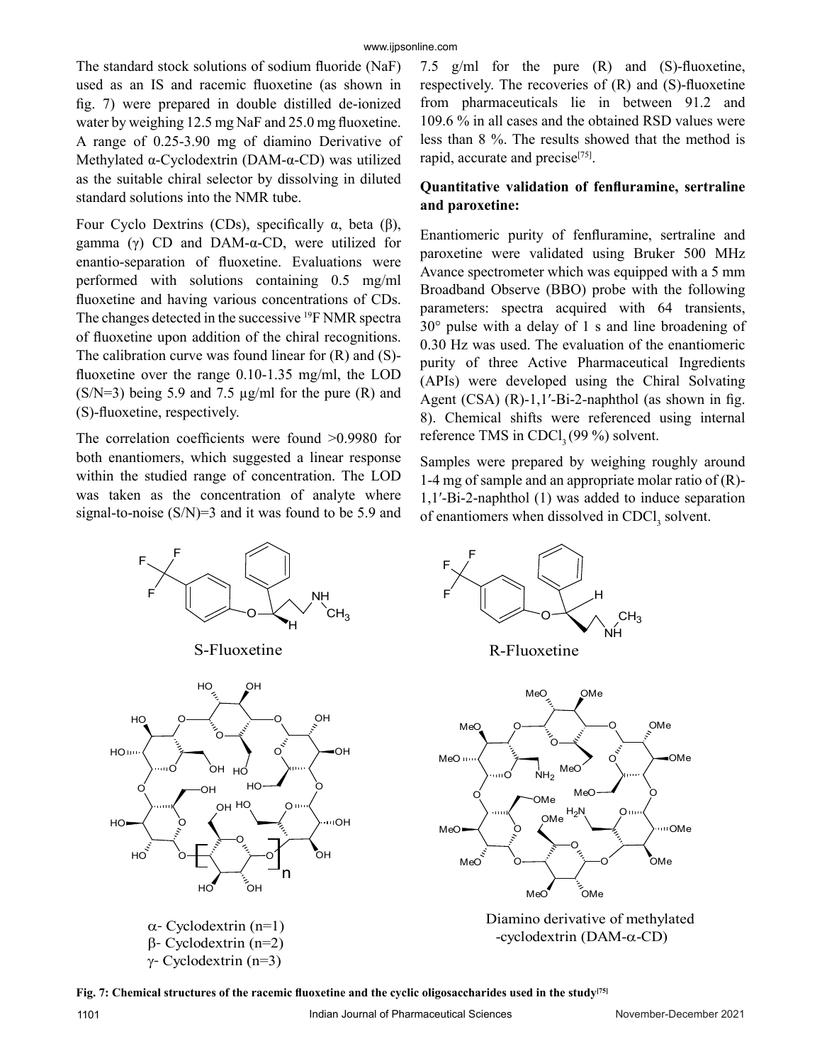The standard stock solutions of sodium fluoride (NaF) used as an IS and racemic fluoxetine (as shown in fig. 7) were prepared in double distilled de-ionized water by weighing 12.5 mg NaF and 25.0 mg fluoxetine. A range of 0.25-3.90 mg of diamino Derivative of Methylated α-Cyclodextrin (DAM-α-CD) was utilized as the suitable chiral selector by dissolving in diluted standard solutions into the NMR tube.

Four Cyclo Dextrins (CDs), specifically α, beta (β), gamma (γ) CD and DAM-α-CD, were utilized for enantio-separation of fluoxetine. Evaluations were performed with solutions containing 0.5 mg/ml fluoxetine and having various concentrations of CDs. The changes detected in the successive $^{19}$F NMR spectra of fluoxetine upon addition of the chiral recognitions. The calibration curve was found linear for (R) and (S)-fluoxetine over the range 0.10-1.35 mg/ml, the LOD (S/N=3) being 5.9 and 7.5 µg/ml for the pure (R) and (S)-fluoxetine, respectively.

The correlation coefficients were found >0.9980 for both enantiomers, which suggested a linear response within the studied range of concentration. The LOD was taken as the concentration of analyte where signal-to-noise (S/N)=3 and it was found to be 5.9 and 7.5 g/ml for the pure (R) and (S)-fluoxetine, respectively. The recoveries of (R) and (S)-fluoxetine from pharmaceuticals lie in between 91.2 and 109.6 % in all cases and the obtained RSD values were less than 8 %. The results showed that the method is rapid, accurate and precise[75].

**Quantitative validation of fenfluramine, sertraline and paroxetine:**

Enantiomeric purity of fenfluramine, sertraline and paroxetine were validated using Bruker 500 MHz Avance spectrometer which was equipped with a 5 mm Broadband Observe (BBO) probe with the following parameters: spectra acquired with 64 transients, 30° pulse with a delay of 1 s and line broadening of 0.30 Hz was used. The evaluation of the enantiomeric purity of three Active Pharmaceutical Ingredients (APIs) were developed using the Chiral Solvating Agent (CSA) (R)-1,1′-Bi-2-naphthol (as shown in fig. 8). Chemical shifts were referenced using internal reference TMS in $CDCl_3$ (99 %) solvent.

Samples were prepared by weighing roughly around 1-4 mg of sample and an appropriate molar ratio of (R)-1,1′-Bi-2-naphthol (1) was added to induce separation of enantiomers when dissolved in $CDCl_3$ solvent.

S-Fluoxetine

R-Fluoxetine

α- Cyclodextrin (n=1)
β- Cyclodextrin (n=2)
γ- Cyclodextrin (n=3)

Diamino derivative of methylated -cyclodextrin (DAM-α-CD)

**Fig. 7: Chemical structures of the racemic fluoxetine and the cyclic oligosaccharides used in the study[75]**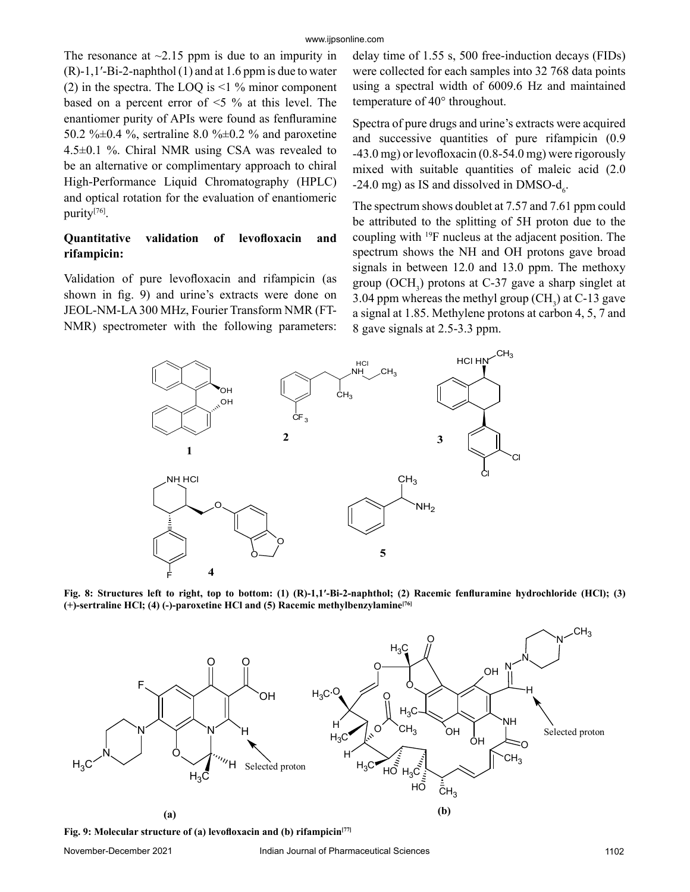The resonance at ~2.15 ppm is due to an impurity in (R)-1,1′-Bi-2-naphthol (1) and at 1.6 ppm is due to water (2) in the spectra. The LOQ is <1 % minor component based on a percent error of <5 % at this level. The enantiomer purity of APIs were found as fenfluramine 50.2 %±0.4 %, sertraline 8.0 %±0.2 % and paroxetine 4.5±0.1 %. Chiral NMR using CSA was revealed to be an alternative or complimentary approach to chiral High-Performance Liquid Chromatography (HPLC) and optical rotation for the evaluation of enantiomeric purity[76].

## Quantitative validation of levofloxacin and rifampicin:

Validation of pure levofloxacin and rifampicin (as shown in fig. 9) and urine's extracts were done on JEOL-NM-LA 300 MHz, Fourier Transform NMR (FT-NMR) spectrometer with the following parameters: delay time of 1.55 s, 500 free-induction decays (FIDs) were collected for each samples into 32 768 data points using a spectral width of 6009.6 Hz and maintained temperature of 40° throughout.

Spectra of pure drugs and urine's extracts were acquired and successive quantities of pure rifampicin (0.9 -43.0 mg) or levofloxacin (0.8-54.0 mg) were rigorously mixed with suitable quantities of maleic acid (2.0 -24.0 mg) as IS and dissolved in DMSO-$d_6$.

The spectrum shows doublet at 7.57 and 7.61 ppm could be attributed to the splitting of 5H proton due to the coupling with $^{19}F$ nucleus at the adjacent position. The spectrum shows the NH and OH protons gave broad signals in between 12.0 and 13.0 ppm. The methoxy group ($OCH_3$) protons at C-37 gave a sharp singlet at 3.04 ppm whereas the methyl group ($CH_3$) at C-13 gave a signal at 1.85. Methylene protons at carbon 4, 5, 7 and 8 gave signals at 2.5-3.3 ppm.

**Fig. 8: Structures left to right, top to bottom: (1) (R)-1,1′-Bi-2-naphthol; (2) Racemic fenfluramine hydrochloride (HCl); (3) (+)-sertraline HCl; (4) (-)-paroxetine HCl and (5) Racemic methylbenzylamine[76]**

**Fig. 9: Molecular structure of (a) levofloxacin and (b) rifampicin[77]**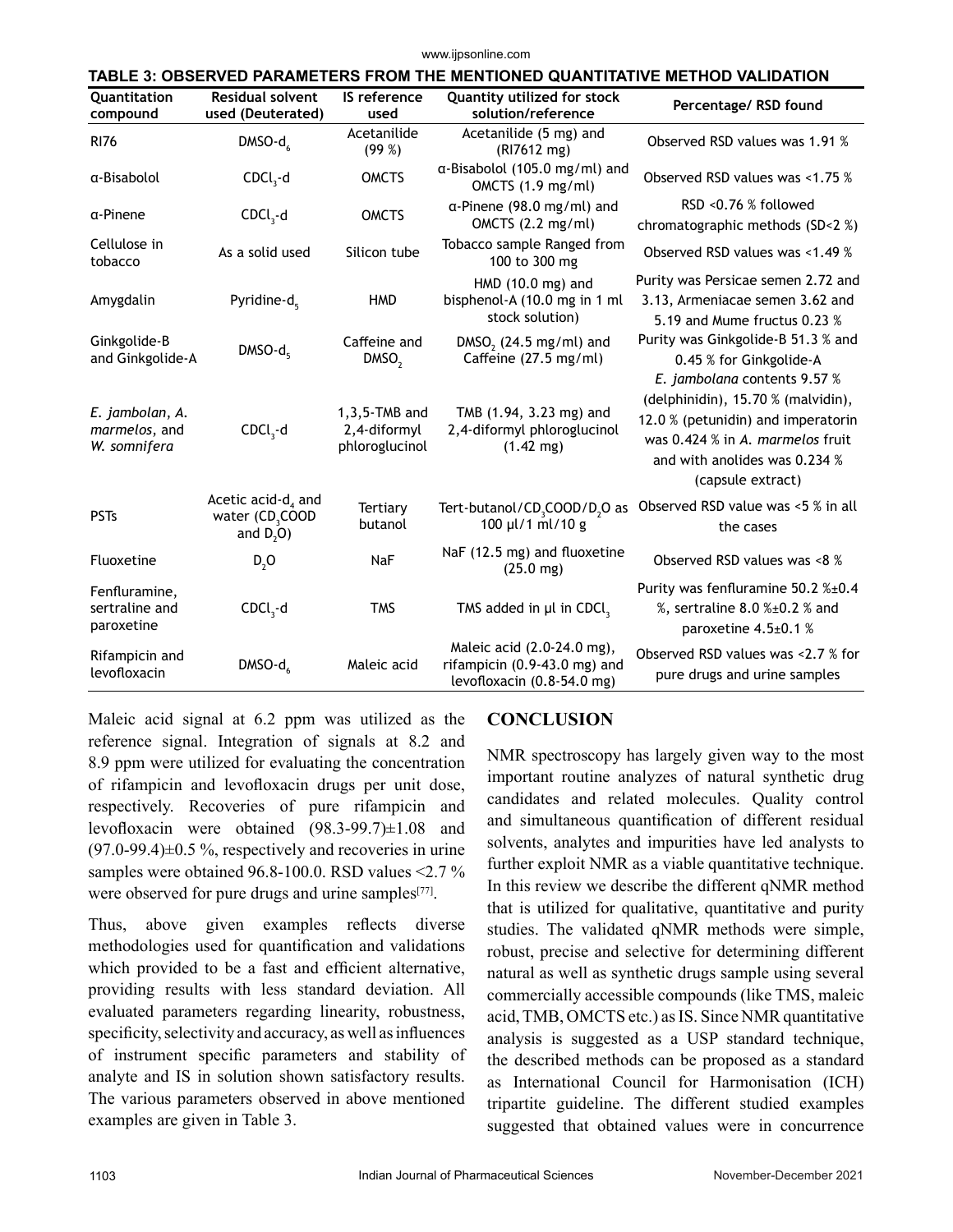**TABLE 3: OBSERVED PARAMETERS FROM THE MENTIONED QUANTITATIVE METHOD VALIDATION**

| Quantitation compound | Residual solvent used (Deuterated) | IS reference used | Quantity utilized for stock solution/reference | Percentage/ RSD found |
|---|---|---|---|---|
| RI76 | DMSO-$d_6$ | Acetanilide (99 %) | Acetanilide (5 mg) and (RI7612 mg) | Observed RSD values was 1.91 % |
| α-Bisabolol | $CDCl_3$-d | OMCTS | α-Bisabolol (105.0 mg/ml) and OMCTS (1.9 mg/ml) | Observed RSD values was <1.75 % |
| α-Pinene | $CDCl_3$-d | OMCTS | α-Pinene (98.0 mg/ml) and OMCTS (2.2 mg/ml) | RSD <0.76 % followed chromatographic methods (SD<2 %) |
| Cellulose in tobacco | As a solid used | Silicon tube | Tobacco sample Ranged from 100 to 300 mg | Observed RSD values was <1.49 % |
| Amygdalin | Pyridine-$d_5$ | HMD | HMD (10.0 mg) and bisphenol-A (10.0 mg in 1 ml stock solution) | Purity was Persicae semen 2.72 and 3.13, Armeniacae semen 3.62 and 5.19 and Mume fructus 0.23 % |
| Ginkgolide-B and Ginkgolide-A | DMSO-$d_5$ | Caffeine and $DMSO_2$ | $DMSO_2$ (24.5 mg/ml) and Caffeine (27.5 mg/ml) | Purity was Ginkgolide-B 51.3 % and 0.45 % for Ginkgolide-A |
| *E. jambolan*, *A. marmelos*, and *W. somnifera* | $CDCl_3$-d | 1,3,5-TMB and 2,4-diformyl phloroglucinol | TMB (1.94, 3.23 mg) and 2,4-diformyl phloroglucinol (1.42 mg) | *E. jambolana* contents 9.57 % (delphinidin), 15.70 % (malvidin), 12.0 % (petunidin) and imperatorin was 0.424 % in *A. marmelos* fruit and with anolides was 0.234 % (capsule extract) |
| PSTs | Acetic acid-$d_4$ and water ($CD_3COOD$ and $D_2O$) | Tertiary butanol | Tert-butanol/$CD_3COOD$/$D_2O$ as 100 µl/1 ml/10 g | Observed RSD value was <5 % in all the cases |
| Fluoxetine | $D_2O$ | NaF | NaF (12.5 mg) and fluoxetine (25.0 mg) | Observed RSD values was <8 % |
| Fenfluramine, sertraline and paroxetine | $CDCl_3$-d | TMS | TMS added in µl in $CDCl_3$ | Purity was fenfluramine 50.2 %±0.4 %, sertraline 8.0 %±0.2 % and paroxetine 4.5±0.1 % |
| Rifampicin and levofloxacin | DMSO-$d_6$ | Maleic acid | Maleic acid (2.0-24.0 mg), rifampicin (0.9-43.0 mg) and levofloxacin (0.8-54.0 mg) | Observed RSD values was <2.7 % for pure drugs and urine samples |

Maleic acid signal at 6.2 ppm was utilized as the reference signal. Integration of signals at 8.2 and 8.9 ppm were utilized for evaluating the concentration of rifampicin and levofloxacin drugs per unit dose, respectively. Recoveries of pure rifampicin and levofloxacin were obtained (98.3-99.7)±1.08 and (97.0-99.4)±0.5 %, respectively and recoveries in urine samples were obtained 96.8-100.0. RSD values <2.7 % were observed for pure drugs and urine samples[77].

Thus, above given examples reflects diverse methodologies used for quantification and validations which provided to be a fast and efficient alternative, providing results with less standard deviation. All evaluated parameters regarding linearity, robustness, specificity, selectivity and accuracy, as well as influences of instrument specific parameters and stability of analyte and IS in solution shown satisfactory results. The various parameters observed in above mentioned examples are given in Table 3.

## CONCLUSION

NMR spectroscopy has largely given way to the most important routine analyzes of natural synthetic drug candidates and related molecules. Quality control and simultaneous quantification of different residual solvents, analytes and impurities have led analysts to further exploit NMR as a viable quantitative technique. In this review we describe the different qNMR method that is utilized for qualitative, quantitative and purity studies. The validated qNMR methods were simple, robust, precise and selective for determining different natural as well as synthetic drugs sample using several commercially accessible compounds (like TMS, maleic acid, TMB, OMCTS etc.) as IS. Since NMR quantitative analysis is suggested as a USP standard technique, the described methods can be proposed as a standard as International Council for Harmonisation (ICH) tripartite guideline. The different studied examples suggested that obtained values were in concurrence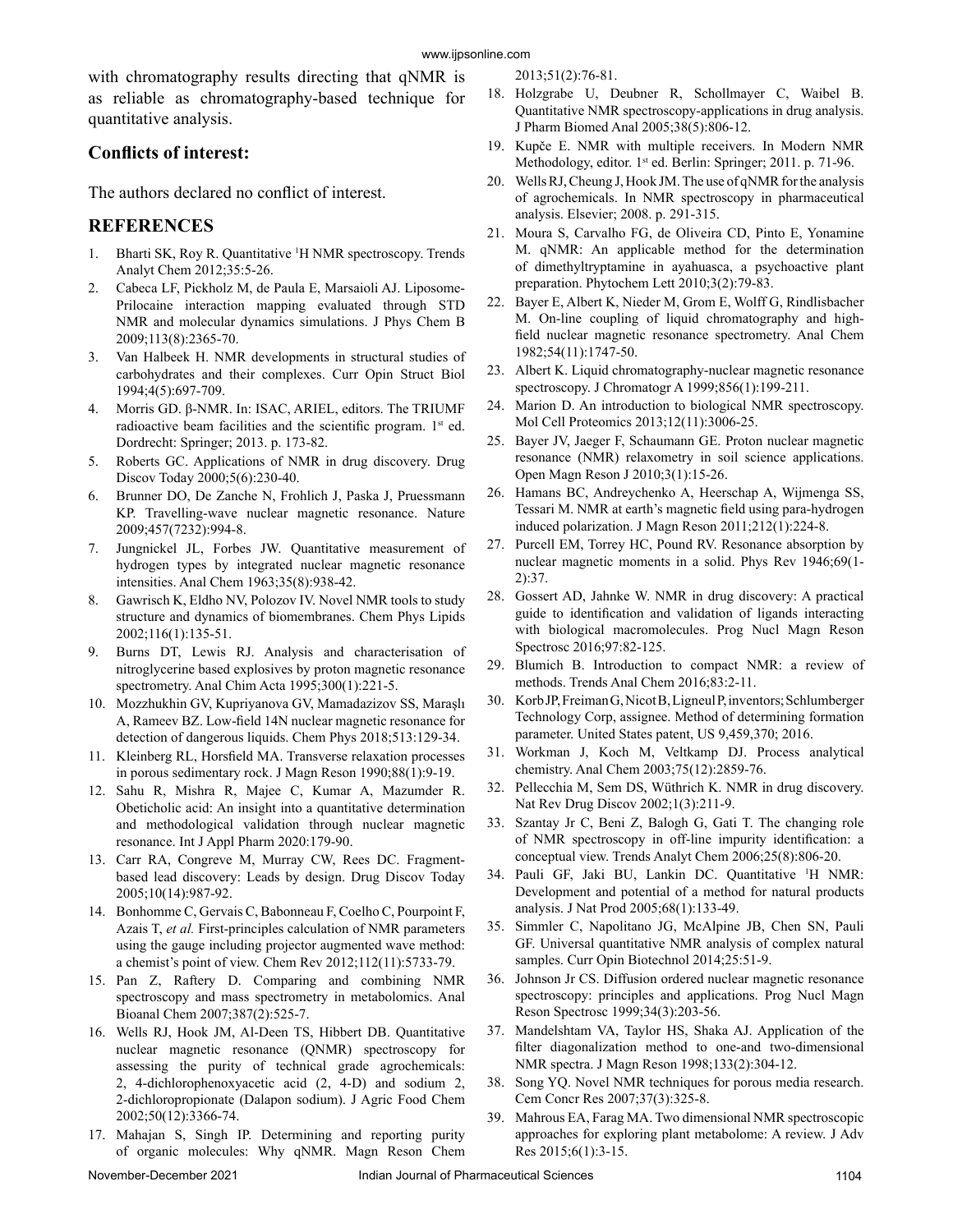with chromatography results directing that qNMR is as reliable as chromatography-based technique for quantitative analysis.

## Conflicts of interest:

The authors declared no conflict of interest.

## REFERENCES

1. Bharti SK, Roy R. Quantitative $^{1}$H NMR spectroscopy. Trends Analyt Chem 2012;35:5-26.
2. Cabeca LF, Pickholz M, de Paula E, Marsaioli AJ. Liposome-Prilocaine interaction mapping evaluated through STD NMR and molecular dynamics simulations. J Phys Chem B 2009;113(8):2365-70.
3. Van Halbeek H. NMR developments in structural studies of carbohydrates and their complexes. Curr Opin Struct Biol 1994;4(5):697-709.
4. Morris GD. β-NMR. In: ISAC, ARIEL, editors. The TRIUMF radioactive beam facilities and the scientific program. 1st ed. Dordrecht: Springer; 2013. p. 173-82.
5. Roberts GC. Applications of NMR in drug discovery. Drug Discov Today 2000;5(6):230-40.
6. Brunner DO, De Zanche N, Frohlich J, Paska J, Pruessmann KP. Travelling-wave nuclear magnetic resonance. Nature 2009;457(7232):994-8.
7. Jungnickel JL, Forbes JW. Quantitative measurement of hydrogen types by integrated nuclear magnetic resonance intensities. Anal Chem 1963;35(8):938-42.
8. Gawrisch K, Eldho NV, Polozov IV. Novel NMR tools to study structure and dynamics of biomembranes. Chem Phys Lipids 2002;116(1):135-51.
9. Burns DT, Lewis RJ. Analysis and characterisation of nitroglycerine based explosives by proton magnetic resonance spectrometry. Anal Chim Acta 1995;300(1):221-5.
10. Mozzhukhin GV, Kupriyanova GV, Mamadazizov SS, Maraşlı A, Rameev BZ. Low-field 14N nuclear magnetic resonance for detection of dangerous liquids. Chem Phys 2018;513:129-34.
11. Kleinberg RL, Horsfield MA. Transverse relaxation processes in porous sedimentary rock. J Magn Reson 1990;88(1):9-19.
12. Sahu R, Mishra R, Majee C, Kumar A, Mazumder R. Obeticholic acid: An insight into a quantitative determination and methodological validation through nuclear magnetic resonance. Int J Appl Pharm 2020:179-90.
13. Carr RA, Congreve M, Murray CW, Rees DC. Fragment-based lead discovery: Leads by design. Drug Discov Today 2005;10(14):987-92.
14. Bonhomme C, Gervais C, Babonneau F, Coelho C, Pourpoint F, Azais T, *et al.* First-principles calculation of NMR parameters using the gauge including projector augmented wave method: a chemist's point of view. Chem Rev 2012;112(11):5733-79.
15. Pan Z, Raftery D. Comparing and combining NMR spectroscopy and mass spectrometry in metabolomics. Anal Bioanal Chem 2007;387(2):525-7.
16. Wells RJ, Hook JM, Al-Deen TS, Hibbert DB. Quantitative nuclear magnetic resonance (QNMR) spectroscopy for assessing the purity of technical grade agrochemicals: 2, 4-dichlorophenoxyacetic acid (2, 4-D) and sodium 2, 2-dichloropropionate (Dalapon sodium). J Agric Food Chem 2002;50(12):3366-74.
17. Mahajan S, Singh IP. Determining and reporting purity of organic molecules: Why qNMR. Magn Reson Chem 2013;51(2):76-81.
18. Holzgrabe U, Deubner R, Schollmayer C, Waibel B. Quantitative NMR spectroscopy-applications in drug analysis. J Pharm Biomed Anal 2005;38(5):806-12.
19. Kupče E. NMR with multiple receivers. In Modern NMR Methodology, editor. 1st ed. Berlin: Springer; 2011. p. 71-96.
20. Wells RJ, Cheung J, Hook JM. The use of qNMR for the analysis of agrochemicals. In NMR spectroscopy in pharmaceutical analysis. Elsevier; 2008. p. 291-315.
21. Moura S, Carvalho FG, de Oliveira CD, Pinto E, Yonamine M. qNMR: An applicable method for the determination of dimethyltryptamine in ayahuasca, a psychoactive plant preparation. Phytochem Lett 2010;3(2):79-83.
22. Bayer E, Albert K, Nieder M, Grom E, Wolff G, Rindlisbacher M. On-line coupling of liquid chromatography and high-field nuclear magnetic resonance spectrometry. Anal Chem 1982;54(11):1747-50.
23. Albert K. Liquid chromatography-nuclear magnetic resonance spectroscopy. J Chromatogr A 1999;856(1):199-211.
24. Marion D. An introduction to biological NMR spectroscopy. Mol Cell Proteomics 2013;12(11):3006-25.
25. Bayer JV, Jaeger F, Schaumann GE. Proton nuclear magnetic resonance (NMR) relaxometry in soil science applications. Open Magn Reson J 2010;3(1):15-26.
26. Hamans BC, Andreychenko A, Heerschap A, Wijmenga SS, Tessari M. NMR at earth's magnetic field using para-hydrogen induced polarization. J Magn Reson 2011;212(1):224-8.
27. Purcell EM, Torrey HC, Pound RV. Resonance absorption by nuclear magnetic moments in a solid. Phys Rev 1946;69(1-2):37.
28. Gossert AD, Jahnke W. NMR in drug discovery: A practical guide to identification and validation of ligands interacting with biological macromolecules. Prog Nucl Magn Reson Spectrosc 2016;97:82-125.
29. Blumich B. Introduction to compact NMR: a review of methods. Trends Anal Chem 2016;83:2-11.
30. Korb JP, Freiman G, Nicot B, Ligneul P, inventors; Schlumberger Technology Corp, assignee. Method of determining formation parameter. United States patent, US 9,459,370; 2016.
31. Workman J, Koch M, Veltkamp DJ. Process analytical chemistry. Anal Chem 2003;75(12):2859-76.
32. Pellecchia M, Sem DS, Wüthrich K. NMR in drug discovery. Nat Rev Drug Discov 2002;1(3):211-9.
33. Szantay Jr C, Beni Z, Balogh G, Gati T. The changing role of NMR spectroscopy in off-line impurity identification: a conceptual view. Trends Analyt Chem 2006;25(8):806-20.
34. Pauli GF, Jaki BU, Lankin DC. Quantitative $^{1}$H NMR: Development and potential of a method for natural products analysis. J Nat Prod 2005;68(1):133-49.
35. Simmler C, Napolitano JG, McAlpine JB, Chen SN, Pauli GF. Universal quantitative NMR analysis of complex natural samples. Curr Opin Biotechnol 2014;25:51-9.
36. Johnson Jr CS. Diffusion ordered nuclear magnetic resonance spectroscopy: principles and applications. Prog Nucl Magn Reson Spectrosc 1999;34(3):203-56.
37. Mandelshtam VA, Taylor HS, Shaka AJ. Application of the filter diagonalization method to one-and two-dimensional NMR spectra. J Magn Reson 1998;133(2):304-12.
38. Song YQ. Novel NMR techniques for porous media research. Cem Concr Res 2007;37(3):325-8.
39. Mahrous EA, Farag MA. Two dimensional NMR spectroscopic approaches for exploring plant metabolome: A review. J Adv Res 2015;6(1):3-15.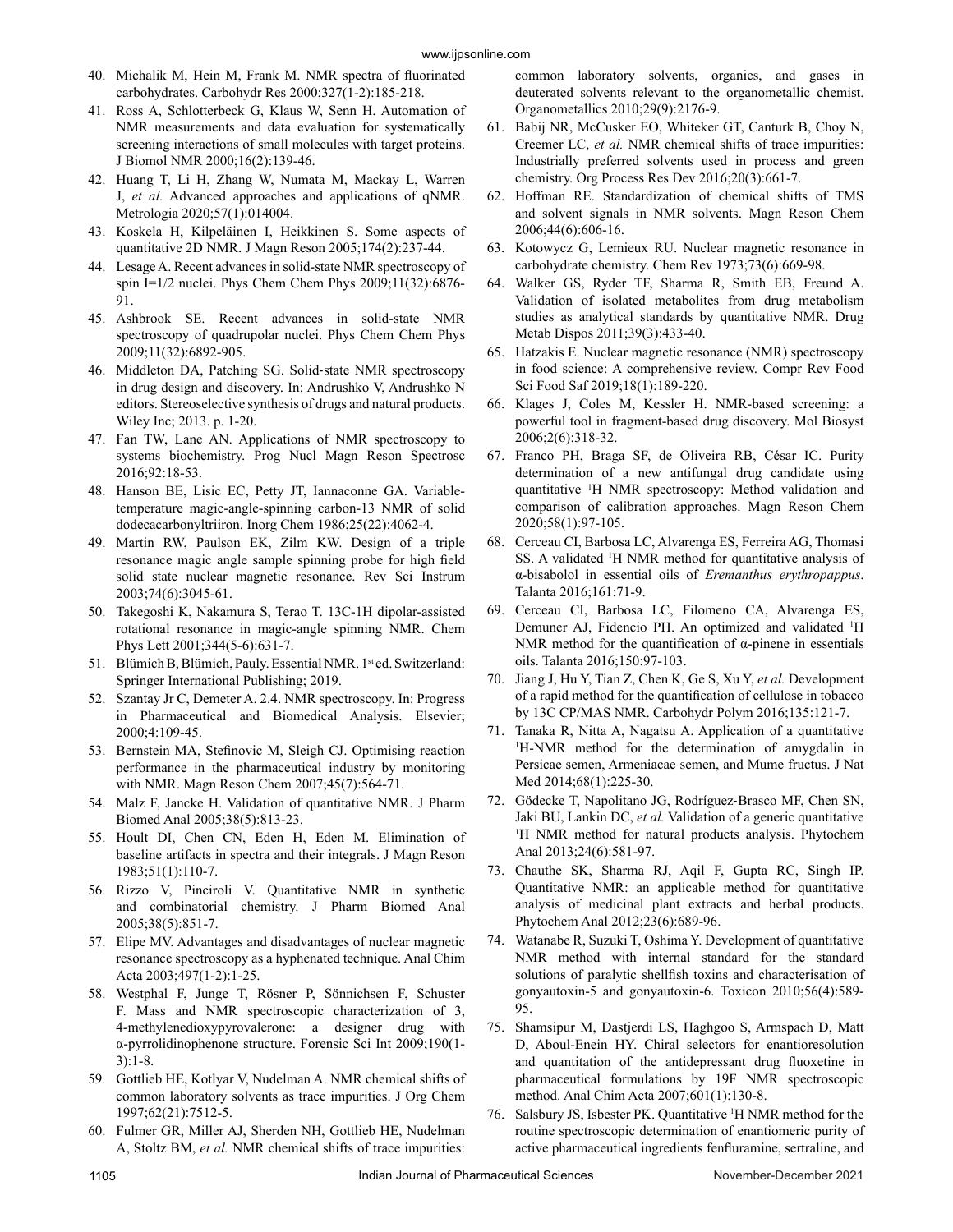40. Michalik M, Hein M, Frank M. NMR spectra of fluorinated carbohydrates. Carbohydr Res 2000;327(1-2):185-218.
41. Ross A, Schlotterbeck G, Klaus W, Senn H. Automation of NMR measurements and data evaluation for systematically screening interactions of small molecules with target proteins. J Biomol NMR 2000;16(2):139-46.
42. Huang T, Li H, Zhang W, Numata M, Mackay L, Warren J, *et al.* Advanced approaches and applications of qNMR. Metrologia 2020;57(1):014004.
43. Koskela H, Kilpeläinen I, Heikkinen S. Some aspects of quantitative 2D NMR. J Magn Reson 2005;174(2):237-44.
44. Lesage A. Recent advances in solid-state NMR spectroscopy of spin I=1/2 nuclei. Phys Chem Chem Phys 2009;11(32):6876-91.
45. Ashbrook SE. Recent advances in solid-state NMR spectroscopy of quadrupolar nuclei. Phys Chem Chem Phys 2009;11(32):6892-905.
46. Middleton DA, Patching SG. Solid-state NMR spectroscopy in drug design and discovery. In: Andrushko V, Andrushko N editors. Stereoselective synthesis of drugs and natural products. Wiley Inc; 2013. p. 1-20.
47. Fan TW, Lane AN. Applications of NMR spectroscopy to systems biochemistry. Prog Nucl Magn Reson Spectrosc 2016;92:18-53.
48. Hanson BE, Lisic EC, Petty JT, Iannaconne GA. Variable-temperature magic-angle-spinning carbon-13 NMR of solid dodecacarbonyltriiron. Inorg Chem 1986;25(22):4062-4.
49. Martin RW, Paulson EK, Zilm KW. Design of a triple resonance magic angle sample spinning probe for high field solid state nuclear magnetic resonance. Rev Sci Instrum 2003;74(6):3045-61.
50. Takegoshi K, Nakamura S, Terao T. 13C-1H dipolar-assisted rotational resonance in magic-angle spinning NMR. Chem Phys Lett 2001;344(5-6):631-7.
51. Blümich B, Blümich, Pauly. Essential NMR. 1st ed. Switzerland: Springer International Publishing; 2019.
52. Szantay Jr C, Demeter A. 2.4. NMR spectroscopy. In: Progress in Pharmaceutical and Biomedical Analysis. Elsevier; 2000;4:109-45.
53. Bernstein MA, Stefinovic M, Sleigh CJ. Optimising reaction performance in the pharmaceutical industry by monitoring with NMR. Magn Reson Chem 2007;45(7):564-71.
54. Malz F, Jancke H. Validation of quantitative NMR. J Pharm Biomed Anal 2005;38(5):813-23.
55. Hoult DI, Chen CN, Eden H, Eden M. Elimination of baseline artifacts in spectra and their integrals. J Magn Reson 1983;51(1):110-7.
56. Rizzo V, Pinciroli V. Quantitative NMR in synthetic and combinatorial chemistry. J Pharm Biomed Anal 2005;38(5):851-7.
57. Elipe MV. Advantages and disadvantages of nuclear magnetic resonance spectroscopy as a hyphenated technique. Anal Chim Acta 2003;497(1-2):1-25.
58. Westphal F, Junge T, Rösner P, Sönnichsen F, Schuster F. Mass and NMR spectroscopic characterization of 3, 4-methylenedioxypyrovalerone: a designer drug with α-pyrrolidinophenone structure. Forensic Sci Int 2009;190(1-3):1-8.
59. Gottlieb HE, Kotlyar V, Nudelman A. NMR chemical shifts of common laboratory solvents as trace impurities. J Org Chem 1997;62(21):7512-5.
60. Fulmer GR, Miller AJ, Sherden NH, Gottlieb HE, Nudelman A, Stoltz BM, *et al.* NMR chemical shifts of trace impurities: common laboratory solvents, organics, and gases in deuterated solvents relevant to the organometallic chemist. Organometallics 2010;29(9):2176-9.
61. Babij NR, McCusker EO, Whiteker GT, Canturk B, Choy N, Creemer LC, *et al.* NMR chemical shifts of trace impurities: Industrially preferred solvents used in process and green chemistry. Org Process Res Dev 2016;20(3):661-7.
62. Hoffman RE. Standardization of chemical shifts of TMS and solvent signals in NMR solvents. Magn Reson Chem 2006;44(6):606-16.
63. Kotowycz G, Lemieux RU. Nuclear magnetic resonance in carbohydrate chemistry. Chem Rev 1973;73(6):669-98.
64. Walker GS, Ryder TF, Sharma R, Smith EB, Freund A. Validation of isolated metabolites from drug metabolism studies as analytical standards by quantitative NMR. Drug Metab Dispos 2011;39(3):433-40.
65. Hatzakis E. Nuclear magnetic resonance (NMR) spectroscopy in food science: A comprehensive review. Compr Rev Food Sci Food Saf 2019;18(1):189-220.
66. Klages J, Coles M, Kessler H. NMR-based screening: a powerful tool in fragment-based drug discovery. Mol Biosyst 2006;2(6):318-32.
67. Franco PH, Braga SF, de Oliveira RB, César IC. Purity determination of a new antifungal drug candidate using quantitative $^{1}$H NMR spectroscopy: Method validation and comparison of calibration approaches. Magn Reson Chem 2020;58(1):97-105.
68. Cerceau CI, Barbosa LC, Alvarenga ES, Ferreira AG, Thomasi SS. A validated $^{1}$H NMR method for quantitative analysis of α-bisabolol in essential oils of *Eremanthus erythropappus*. Talanta 2016;161:71-9.
69. Cerceau CI, Barbosa LC, Filomeno CA, Alvarenga ES, Demuner AJ, Fidencio PH. An optimized and validated $^{1}$H NMR method for the quantification of α-pinene in essentials oils. Talanta 2016;150:97-103.
70. Jiang J, Hu Y, Tian Z, Chen K, Ge S, Xu Y, *et al.* Development of a rapid method for the quantification of cellulose in tobacco by 13C CP/MAS NMR. Carbohydr Polym 2016;135:121-7.
71. Tanaka R, Nitta A, Nagatsu A. Application of a quantitative $^{1}$H-NMR method for the determination of amygdalin in Persicae semen, Armeniacae semen, and Mume fructus. J Nat Med 2014;68(1):225-30.
72. Gödecke T, Napolitano JG, Rodríguez-Brasco MF, Chen SN, Jaki BU, Lankin DC, *et al.* Validation of a generic quantitative $^{1}$H NMR method for natural products analysis. Phytochem Anal 2013;24(6):581-97.
73. Chauthe SK, Sharma RJ, Aqil F, Gupta RC, Singh IP. Quantitative NMR: an applicable method for quantitative analysis of medicinal plant extracts and herbal products. Phytochem Anal 2012;23(6):689-96.
74. Watanabe R, Suzuki T, Oshima Y. Development of quantitative NMR method with internal standard for the standard solutions of paralytic shellfish toxins and characterisation of gonyautoxin-5 and gonyautoxin-6. Toxicon 2010;56(4):589-95.
75. Shamsipur M, Dastjerdi LS, Haghgoo S, Armspach D, Matt D, Aboul-Enein HY. Chiral selectors for enantioresolution and quantitation of the antidepressant drug fluoxetine in pharmaceutical formulations by 19F NMR spectroscopic method. Anal Chim Acta 2007;601(1):130-8.
76. Salsbury JS, Isbester PK. Quantitative $^{1}$H NMR method for the routine spectroscopic determination of enantiomeric purity of active pharmaceutical ingredients fenfluramine, sertraline, and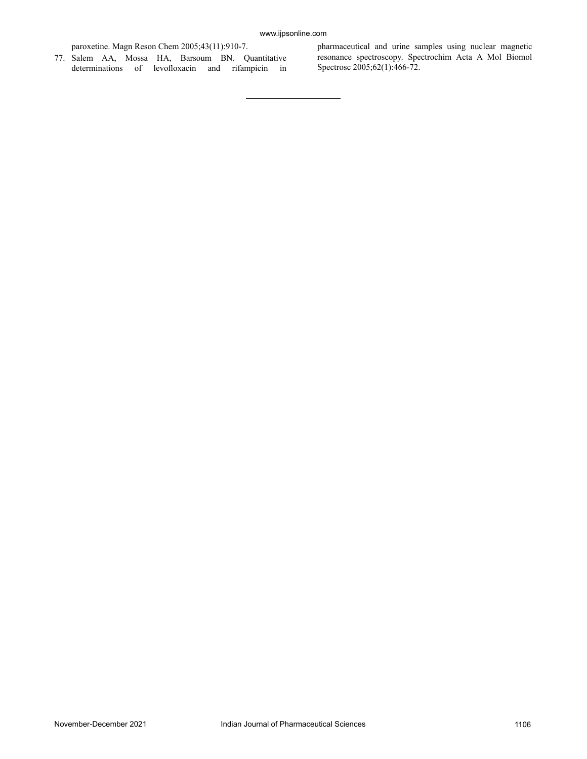paroxetine. Magn Reson Chem 2005;43(11):910-7.

77. Salem AA, Mossa HA, Barsoum BN. Quantitative determinations of levofloxacin and rifampicin in pharmaceutical and urine samples using nuclear magnetic resonance spectroscopy. Spectrochim Acta A Mol Biomol Spectrosc 2005;62(1):466-72.